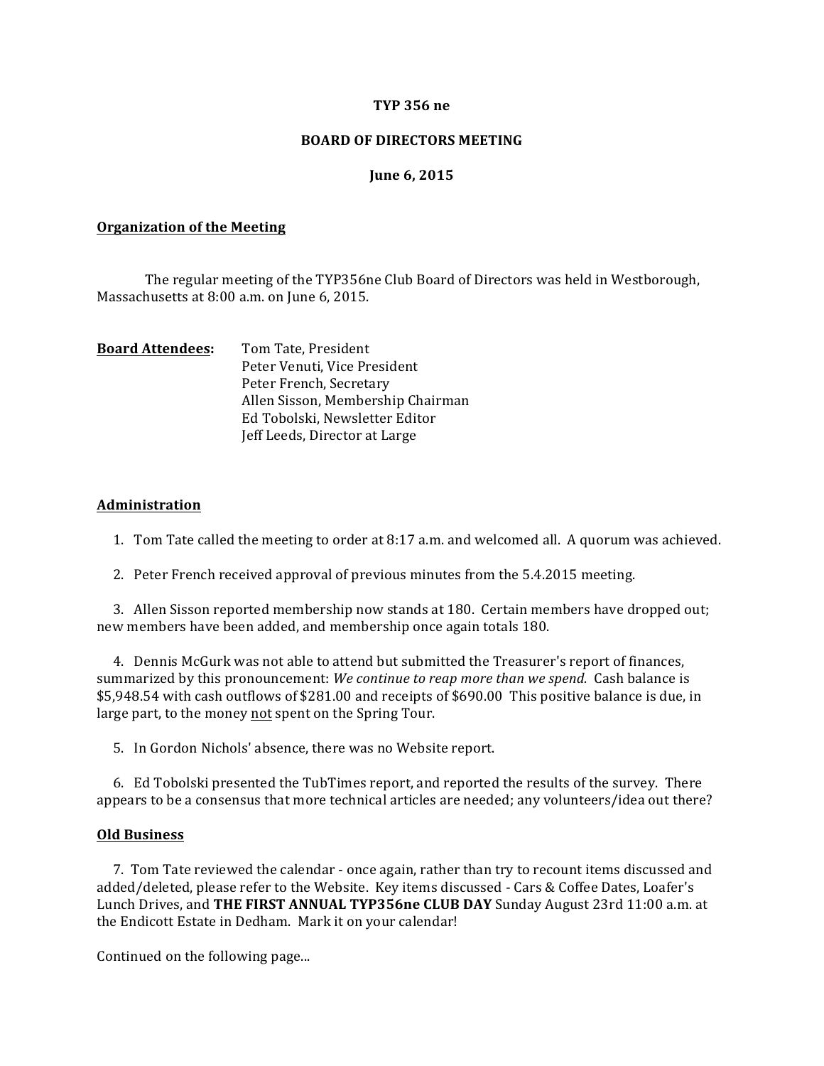**TYP 356 ne**

**BOARD OF DIRECTORS MEETING**

**June 6, 2015**

## Organization of the Meeting

The regular meeting of the TYP356ne Club Board of Directors was held in Westborough, Massachusetts at 8:00 a.m. on June 6, 2015.

**Board Attendees:**
Tom Tate, President
Peter Venuti, Vice President
Peter French, Secretary
Allen Sisson, Membership Chairman
Ed Tobolski, Newsletter Editor
Jeff Leeds, Director at Large

## Administration

1. Tom Tate called the meeting to order at 8:17 a.m. and welcomed all. A quorum was achieved.

2. Peter French received approval of previous minutes from the 5.4.2015 meeting.

3. Allen Sisson reported membership now stands at 180. Certain members have dropped out; new members have been added, and membership once again totals 180.

4. Dennis McGurk was not able to attend but submitted the Treasurer's report of finances, summarized by this pronouncement: *We continue to reap more than we spend.* Cash balance is $5,948.54 with cash outflows of $281.00 and receipts of $690.00 This positive balance is due, in large part, to the money not spent on the Spring Tour.

5. In Gordon Nichols' absence, there was no Website report.

6. Ed Tobolski presented the TubTimes report, and reported the results of the survey. There appears to be a consensus that more technical articles are needed; any volunteers/idea out there?

## Old Business

7. Tom Tate reviewed the calendar - once again, rather than try to recount items discussed and added/deleted, please refer to the Website. Key items discussed - Cars & Coffee Dates, Loafer's Lunch Drives, and **THE FIRST ANNUAL TYP356ne CLUB DAY** Sunday August 23rd 11:00 a.m. at the Endicott Estate in Dedham. Mark it on your calendar!

Continued on the following page...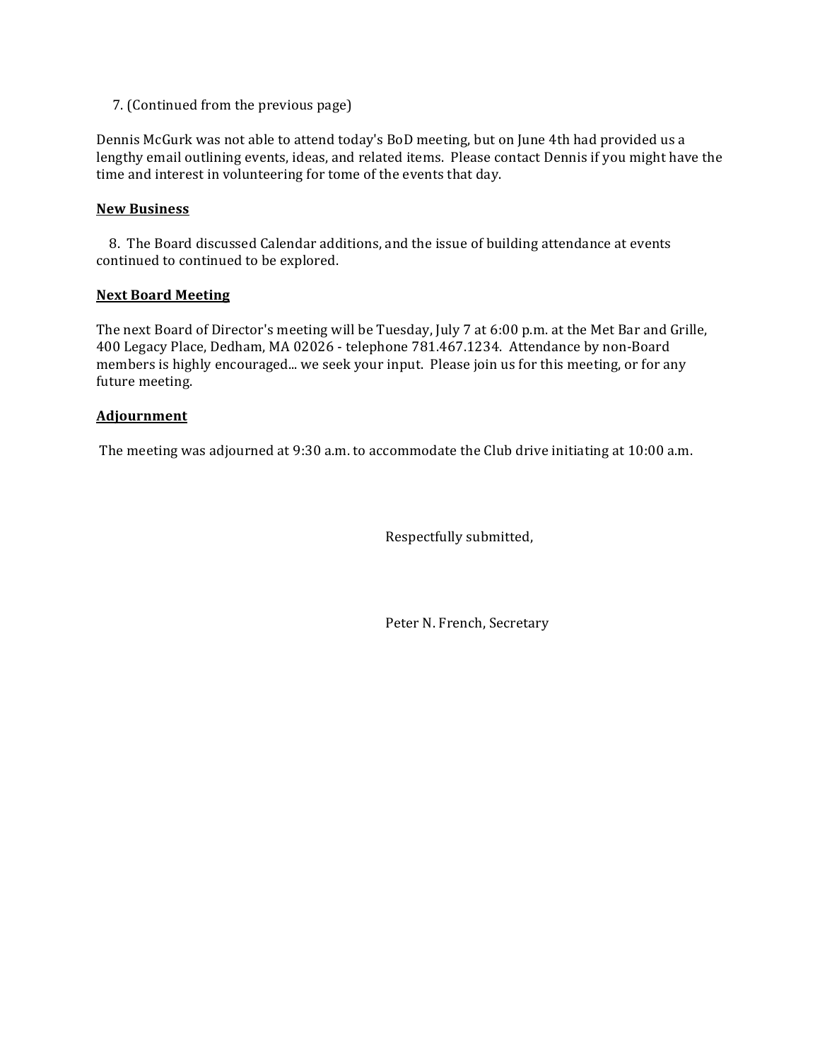7. (Continued from the previous page)

Dennis McGurk was not able to attend today's BoD meeting, but on June 4th had provided us a lengthy email outlining events, ideas, and related items. Please contact Dennis if you might have the time and interest in volunteering for tome of the events that day.

**New Business**

8. The Board discussed Calendar additions, and the issue of building attendance at events continued to continued to be explored.

**Next Board Meeting**

The next Board of Director's meeting will be Tuesday, July 7 at 6:00 p.m. at the Met Bar and Grille, 400 Legacy Place, Dedham, MA 02026 - telephone 781.467.1234. Attendance by non-Board members is highly encouraged... we seek your input. Please join us for this meeting, or for any future meeting.

**Adjournment**

The meeting was adjourned at 9:30 a.m. to accommodate the Club drive initiating at 10:00 a.m.

Respectfully submitted,

Peter N. French, Secretary